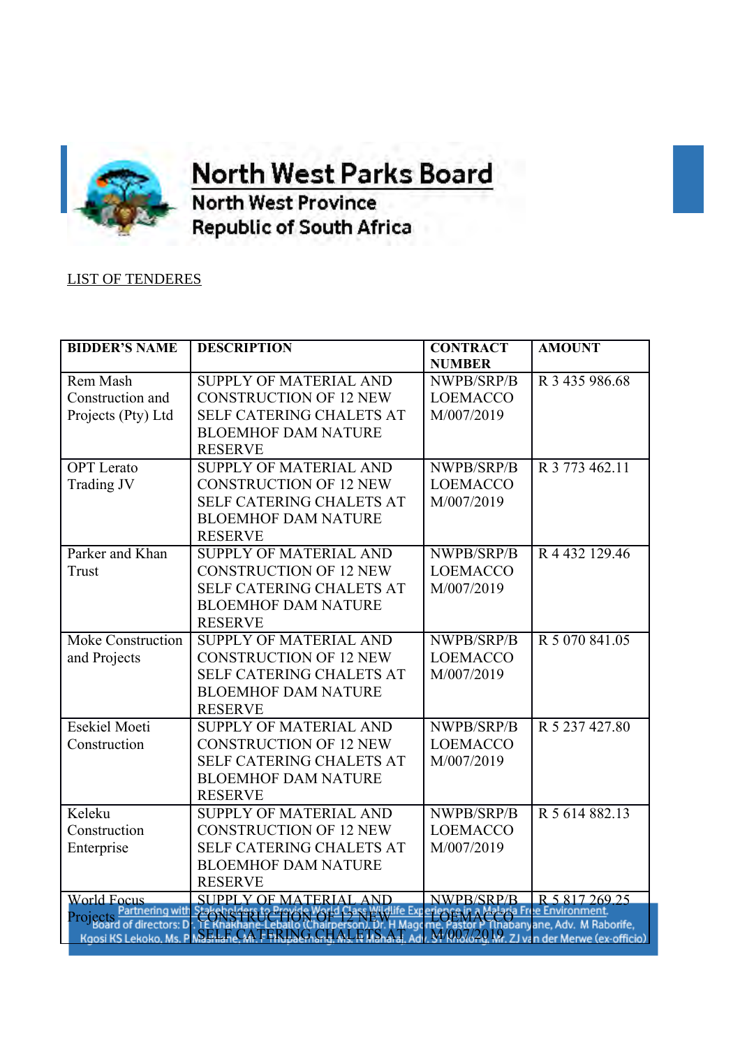# North West Parks Board

**North West Province**
**Republic of South Africa**

LIST OF TENDERES

| BIDDER'S NAME | DESCRIPTION | CONTRACT NUMBER | AMOUNT |
|---|---|---|---|
| Rem Mash Construction and Projects (Pty) Ltd | SUPPLY OF MATERIAL AND CONSTRUCTION OF 12 NEW SELF CATERING CHALETS AT BLOEMHOF DAM NATURE RESERVE | NWPB/SRP/BLOEMACCOM/007/2019 | R 3 435 986.68 |
| OPT Lerato Trading JV | SUPPLY OF MATERIAL AND CONSTRUCTION OF 12 NEW SELF CATERING CHALETS AT BLOEMHOF DAM NATURE RESERVE | NWPB/SRP/BLOEMACCOM/007/2019 | R 3 773 462.11 |
| Parker and Khan Trust | SUPPLY OF MATERIAL AND CONSTRUCTION OF 12 NEW SELF CATERING CHALETS AT BLOEMHOF DAM NATURE RESERVE | NWPB/SRP/BLOEMACCOM/007/2019 | R 4 432 129.46 |
| Moke Construction and Projects | SUPPLY OF MATERIAL AND CONSTRUCTION OF 12 NEW SELF CATERING CHALETS AT BLOEMHOF DAM NATURE RESERVE | NWPB/SRP/BLOEMACCOM/007/2019 | R 5 070 841.05 |
| Esekiel Moeti Construction | SUPPLY OF MATERIAL AND CONSTRUCTION OF 12 NEW SELF CATERING CHALETS AT BLOEMHOF DAM NATURE RESERVE | NWPB/SRP/BLOEMACCOM/007/2019 | R 5 237 427.80 |
| Keleku Construction Enterprise | SUPPLY OF MATERIAL AND CONSTRUCTION OF 12 NEW SELF CATERING CHALETS AT BLOEMHOF DAM NATURE RESERVE | NWPB/SRP/BLOEMACCOM/007/2019 | R 5 614 882.13 |
| World Focus Projects | SUPPLY OF MATERIAL AND CONSTRUCTION OF 12 NEW SELF CATERING CHALETS AT | NWPB/SRP/BLOEMACCOM/007/2019 | R 5 817 269.25 |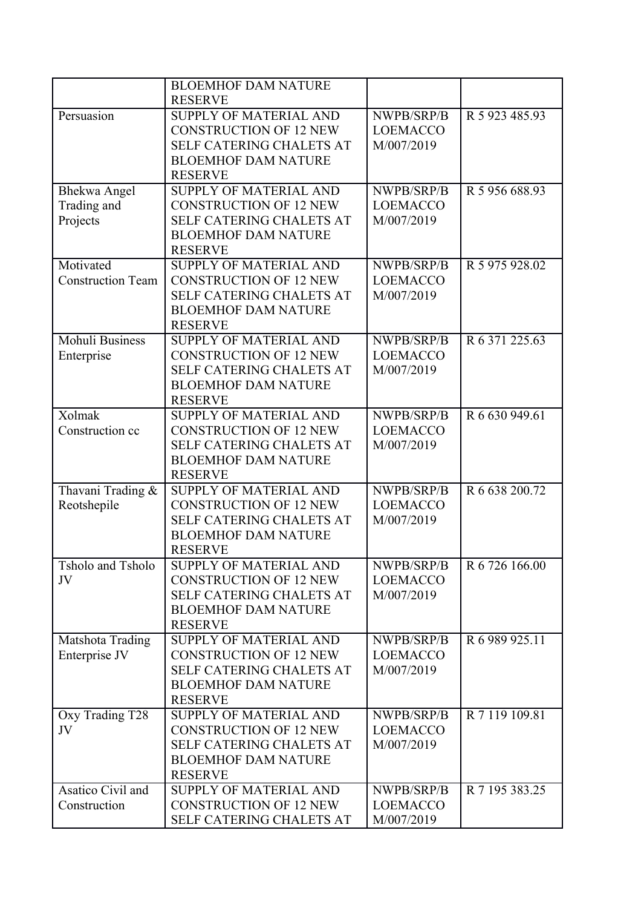| | BLOEMHOF DAM NATURE RESERVE | | |
|---|---|---|---|
| Persuasion | SUPPLY OF MATERIAL AND CONSTRUCTION OF 12 NEW SELF CATERING CHALETS AT BLOEMHOF DAM NATURE RESERVE | NWPB/SRP/BLOEMACCOM/007/2019 | R 5 923 485.93 |
| Bhekwa Angel Trading and Projects | SUPPLY OF MATERIAL AND CONSTRUCTION OF 12 NEW SELF CATERING CHALETS AT BLOEMHOF DAM NATURE RESERVE | NWPB/SRP/BLOEMACCOM/007/2019 | R 5 956 688.93 |
| Motivated Construction Team | SUPPLY OF MATERIAL AND CONSTRUCTION OF 12 NEW SELF CATERING CHALETS AT BLOEMHOF DAM NATURE RESERVE | NWPB/SRP/BLOEMACCOM/007/2019 | R 5 975 928.02 |
| Mohuli Business Enterprise | SUPPLY OF MATERIAL AND CONSTRUCTION OF 12 NEW SELF CATERING CHALETS AT BLOEMHOF DAM NATURE RESERVE | NWPB/SRP/BLOEMACCOM/007/2019 | R 6 371 225.63 |
| Xolmak Construction cc | SUPPLY OF MATERIAL AND CONSTRUCTION OF 12 NEW SELF CATERING CHALETS AT BLOEMHOF DAM NATURE RESERVE | NWPB/SRP/BLOEMACCOM/007/2019 | R 6 630 949.61 |
| Thavani Trading & Reotshepile | SUPPLY OF MATERIAL AND CONSTRUCTION OF 12 NEW SELF CATERING CHALETS AT BLOEMHOF DAM NATURE RESERVE | NWPB/SRP/BLOEMACCOM/007/2019 | R 6 638 200.72 |
| Tsholo and Tsholo JV | SUPPLY OF MATERIAL AND CONSTRUCTION OF 12 NEW SELF CATERING CHALETS AT BLOEMHOF DAM NATURE RESERVE | NWPB/SRP/BLOEMACCOM/007/2019 | R 6 726 166.00 |
| Matshota Trading Enterprise JV | SUPPLY OF MATERIAL AND CONSTRUCTION OF 12 NEW SELF CATERING CHALETS AT BLOEMHOF DAM NATURE RESERVE | NWPB/SRP/BLOEMACCOM/007/2019 | R 6 989 925.11 |
| Oxy Trading T28 JV | SUPPLY OF MATERIAL AND CONSTRUCTION OF 12 NEW SELF CATERING CHALETS AT BLOEMHOF DAM NATURE RESERVE | NWPB/SRP/BLOEMACCOM/007/2019 | R 7 119 109.81 |
| Asatico Civil and Construction | SUPPLY OF MATERIAL AND CONSTRUCTION OF 12 NEW SELF CATERING CHALETS AT | NWPB/SRP/BLOEMACCOM/007/2019 | R 7 195 383.25 |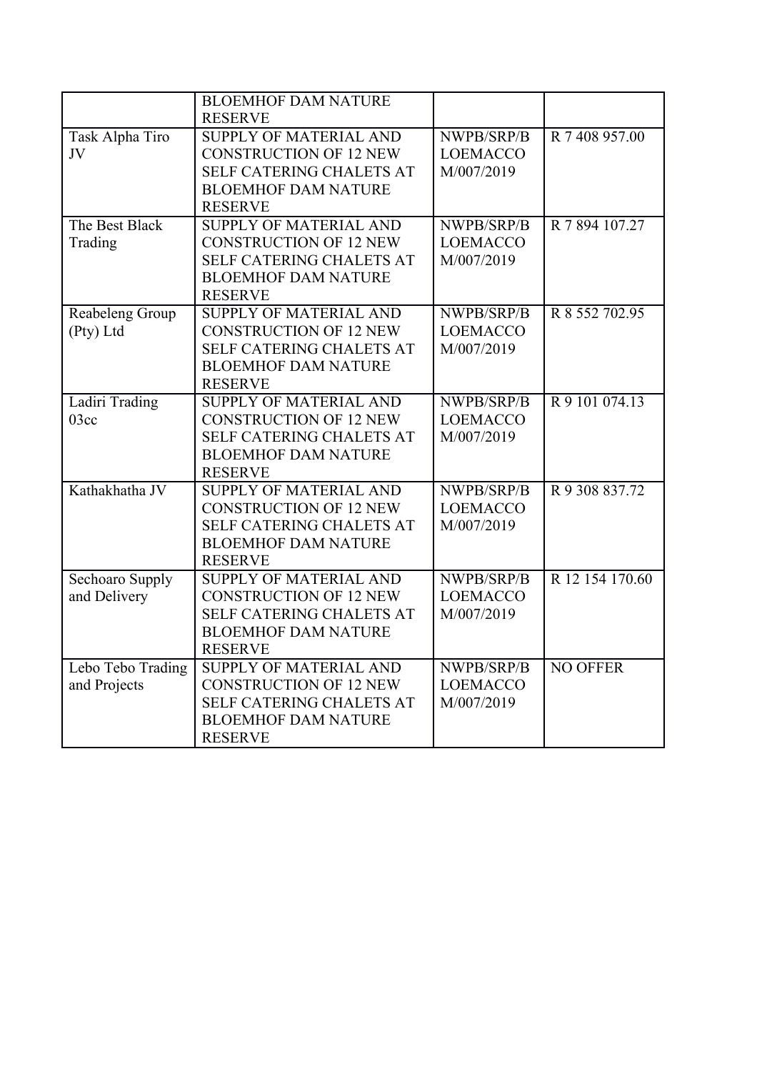| | | | |
|---|---|---|---|
| | BLOEMHOF DAM NATURE RESERVE | | |
| Task Alpha Tiro JV | SUPPLY OF MATERIAL AND CONSTRUCTION OF 12 NEW SELF CATERING CHALETS AT BLOEMHOF DAM NATURE RESERVE | NWPB/SRP/BLOEMACCOM/007/2019 | R 7 408 957.00 |
| The Best Black Trading | SUPPLY OF MATERIAL AND CONSTRUCTION OF 12 NEW SELF CATERING CHALETS AT BLOEMHOF DAM NATURE RESERVE | NWPB/SRP/BLOEMACCOM/007/2019 | R 7 894 107.27 |
| Reabeleng Group (Pty) Ltd | SUPPLY OF MATERIAL AND CONSTRUCTION OF 12 NEW SELF CATERING CHALETS AT BLOEMHOF DAM NATURE RESERVE | NWPB/SRP/BLOEMACCOM/007/2019 | R 8 552 702.95 |
| Ladiri Trading 03cc | SUPPLY OF MATERIAL AND CONSTRUCTION OF 12 NEW SELF CATERING CHALETS AT BLOEMHOF DAM NATURE RESERVE | NWPB/SRP/BLOEMACCOM/007/2019 | R 9 101 074.13 |
| Kathakhatha JV | SUPPLY OF MATERIAL AND CONSTRUCTION OF 12 NEW SELF CATERING CHALETS AT BLOEMHOF DAM NATURE RESERVE | NWPB/SRP/BLOEMACCOM/007/2019 | R 9 308 837.72 |
| Sechoaro Supply and Delivery | SUPPLY OF MATERIAL AND CONSTRUCTION OF 12 NEW SELF CATERING CHALETS AT BLOEMHOF DAM NATURE RESERVE | NWPB/SRP/BLOEMACCOM/007/2019 | R 12 154 170.60 |
| Lebo Tebo Trading and Projects | SUPPLY OF MATERIAL AND CONSTRUCTION OF 12 NEW SELF CATERING CHALETS AT BLOEMHOF DAM NATURE RESERVE | NWPB/SRP/BLOEMACCOM/007/2019 | NO OFFER |